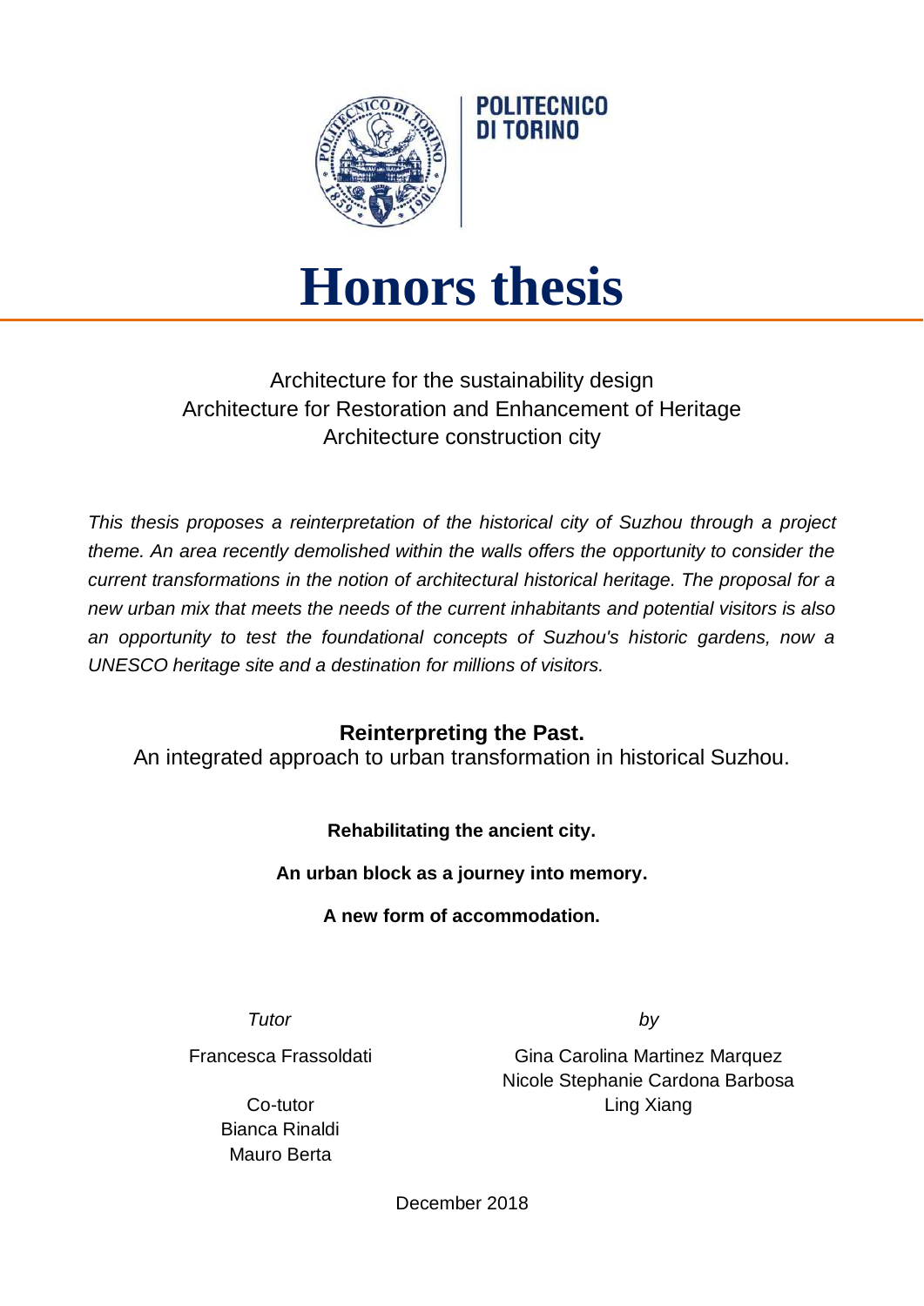POLITECNICO DI TORINO

# Honors thesis

Architecture for the sustainability design
Architecture for Restoration and Enhancement of Heritage
Architecture construction city

*This thesis proposes a reinterpretation of the historical city of Suzhou through a project theme. An area recently demolished within the walls offers the opportunity to consider the current transformations in the notion of architectural historical heritage. The proposal for a new urban mix that meets the needs of the current inhabitants and potential visitors is also an opportunity to test the foundational concepts of Suzhou's historic gardens, now a UNESCO heritage site and a destination for millions of visitors.*

**Reinterpreting the Past.**
An integrated approach to urban transformation in historical Suzhou.

**Rehabilitating the ancient city.**

**An urban block as a journey into memory.**

**A new form of accommodation.**

*Tutor*

Francesca Frassoldati

Co-tutor
Bianca Rinaldi
Mauro Berta

*by*

Gina Carolina Martinez Marquez
Nicole Stephanie Cardona Barbosa
Ling Xiang

December 2018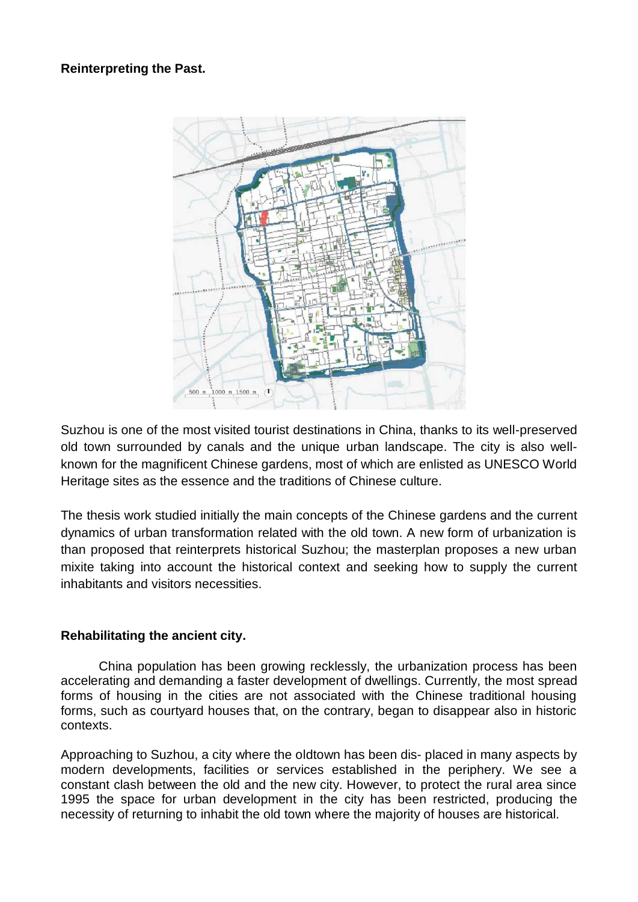**Reinterpreting the Past.**

Suzhou is one of the most visited tourist destinations in China, thanks to its well-preserved old town surrounded by canals and the unique urban landscape. The city is also well-known for the magnificent Chinese gardens, most of which are enlisted as UNESCO World Heritage sites as the essence and the traditions of Chinese culture.

The thesis work studied initially the main concepts of the Chinese gardens and the current dynamics of urban transformation related with the old town. A new form of urbanization is than proposed that reinterprets historical Suzhou; the masterplan proposes a new urban mixite taking into account the historical context and seeking how to supply the current inhabitants and visitors necessities.

**Rehabilitating the ancient city.**

China population has been growing recklessly, the urbanization process has been accelerating and demanding a faster development of dwellings. Currently, the most spread forms of housing in the cities are not associated with the Chinese traditional housing forms, such as courtyard houses that, on the contrary, began to disappear also in historic contexts.

Approaching to Suzhou, a city where the oldtown has been dis- placed in many aspects by modern developments, facilities or services established in the periphery. We see a constant clash between the old and the new city. However, to protect the rural area since 1995 the space for urban development in the city has been restricted, producing the necessity of returning to inhabit the old town where the majority of houses are historical.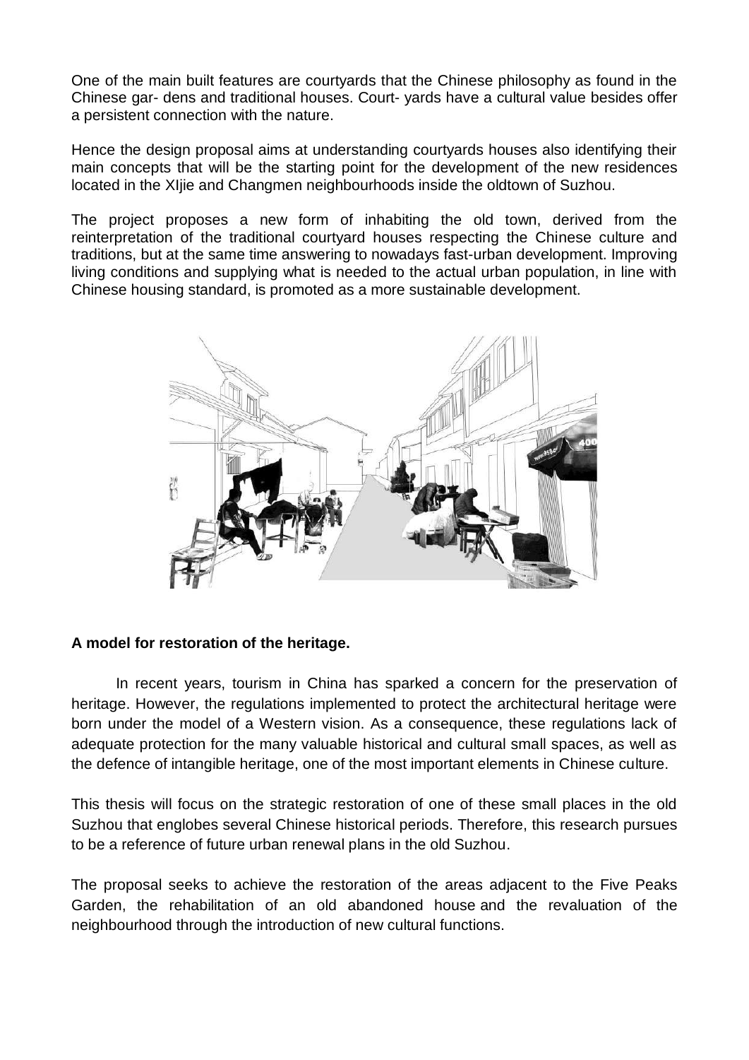One of the main built features are courtyards that the Chinese philosophy as found in the Chinese gar- dens and traditional houses. Court- yards have a cultural value besides offer a persistent connection with the nature.

Hence the design proposal aims at understanding courtyards houses also identifying their main concepts that will be the starting point for the development of the new residences located in the XIjie and Changmen neighbourhoods inside the oldtown of Suzhou.

The project proposes a new form of inhabiting the old town, derived from the reinterpretation of the traditional courtyard houses respecting the Chinese culture and traditions, but at the same time answering to nowadays fast-urban development. Improving living conditions and supplying what is needed to the actual urban population, in line with Chinese housing standard, is promoted as a more sustainable development.

**A model for restoration of the heritage.**

In recent years, tourism in China has sparked a concern for the preservation of heritage. However, the regulations implemented to protect the architectural heritage were born under the model of a Western vision. As a consequence, these regulations lack of adequate protection for the many valuable historical and cultural small spaces, as well as the defence of intangible heritage, one of the most important elements in Chinese culture.

This thesis will focus on the strategic restoration of one of these small places in the old Suzhou that englobes several Chinese historical periods. Therefore, this research pursues to be a reference of future urban renewal plans in the old Suzhou.

The proposal seeks to achieve the restoration of the areas adjacent to the Five Peaks Garden, the rehabilitation of an old abandoned house and the revaluation of the neighbourhood through the introduction of new cultural functions.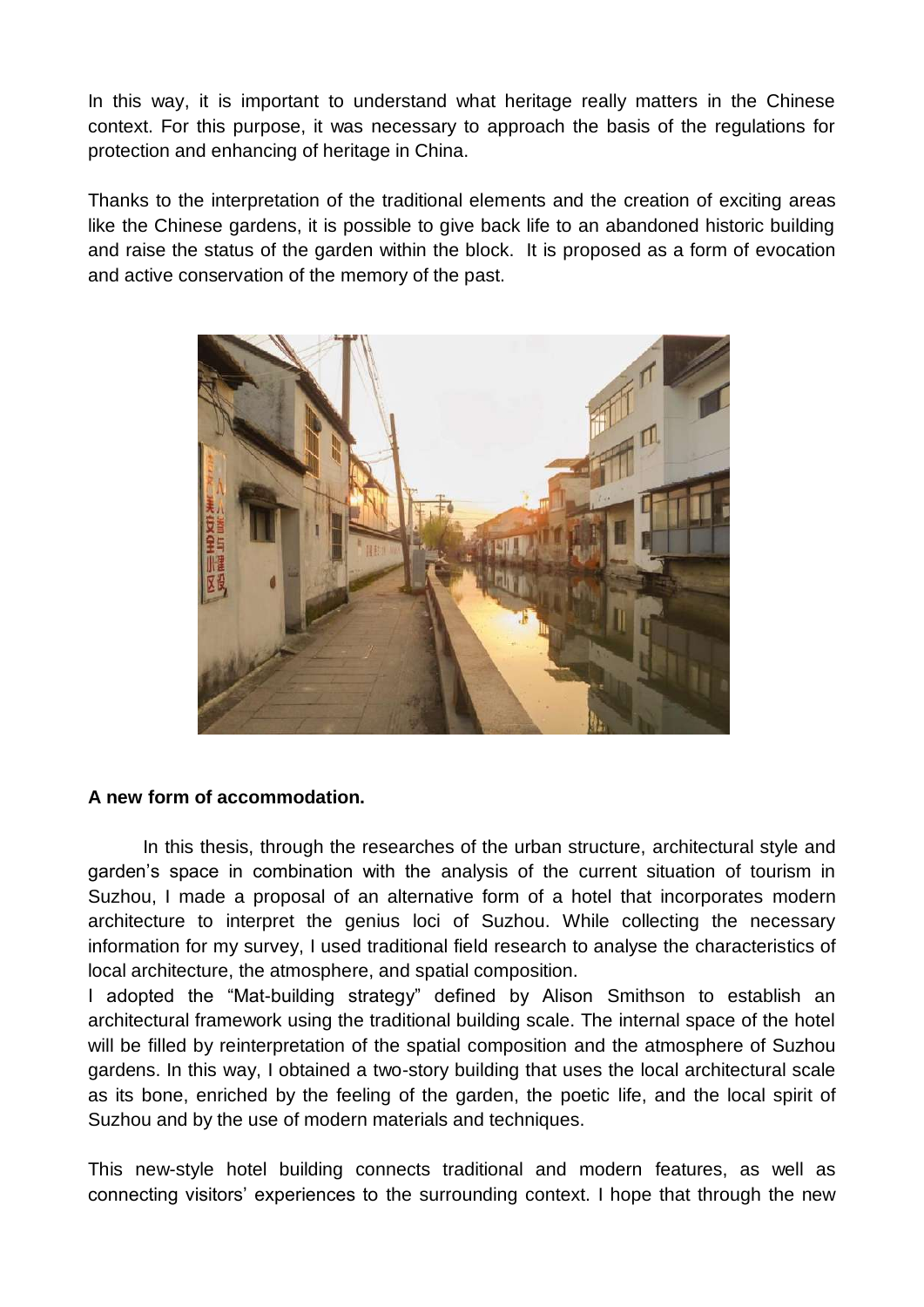In this way, it is important to understand what heritage really matters in the Chinese context. For this purpose, it was necessary to approach the basis of the regulations for protection and enhancing of heritage in China.

Thanks to the interpretation of the traditional elements and the creation of exciting areas like the Chinese gardens, it is possible to give back life to an abandoned historic building and raise the status of the garden within the block. It is proposed as a form of evocation and active conservation of the memory of the past.

**A new form of accommodation.**

In this thesis, through the researches of the urban structure, architectural style and garden's space in combination with the analysis of the current situation of tourism in Suzhou, I made a proposal of an alternative form of a hotel that incorporates modern architecture to interpret the genius loci of Suzhou. While collecting the necessary information for my survey, I used traditional field research to analyse the characteristics of local architecture, the atmosphere, and spatial composition.

I adopted the "Mat-building strategy" defined by Alison Smithson to establish an architectural framework using the traditional building scale. The internal space of the hotel will be filled by reinterpretation of the spatial composition and the atmosphere of Suzhou gardens. In this way, I obtained a two-story building that uses the local architectural scale as its bone, enriched by the feeling of the garden, the poetic life, and the local spirit of Suzhou and by the use of modern materials and techniques.

This new-style hotel building connects traditional and modern features, as well as connecting visitors' experiences to the surrounding context. I hope that through the new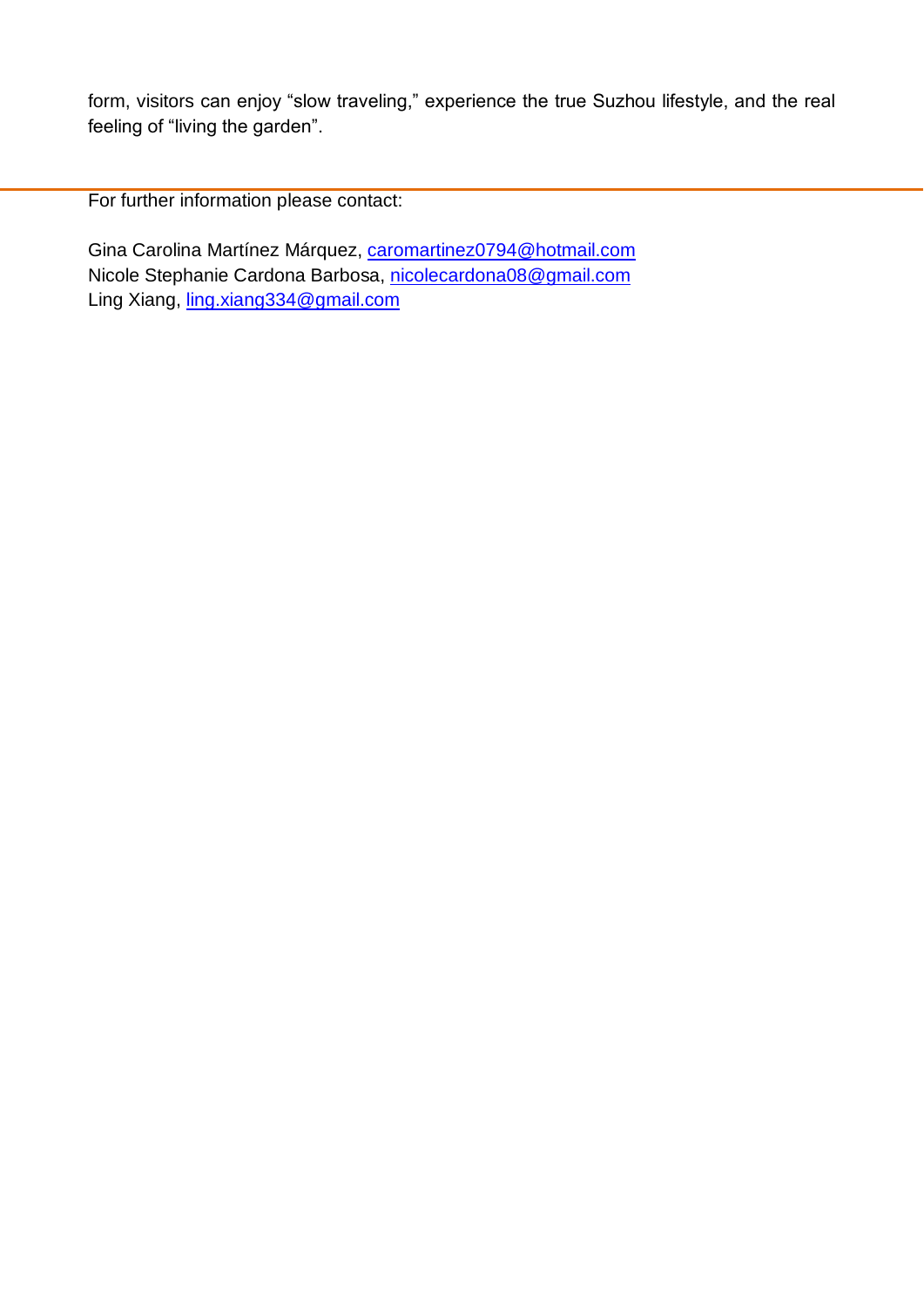form, visitors can enjoy “slow traveling,” experience the true Suzhou lifestyle, and the real feeling of “living the garden”.

---

For further information please contact:

Gina Carolina Martínez Márquez, caromartinez0794@hotmail.com
Nicole Stephanie Cardona Barbosa, nicolecardona08@gmail.com
Ling Xiang, ling.xiang334@gmail.com